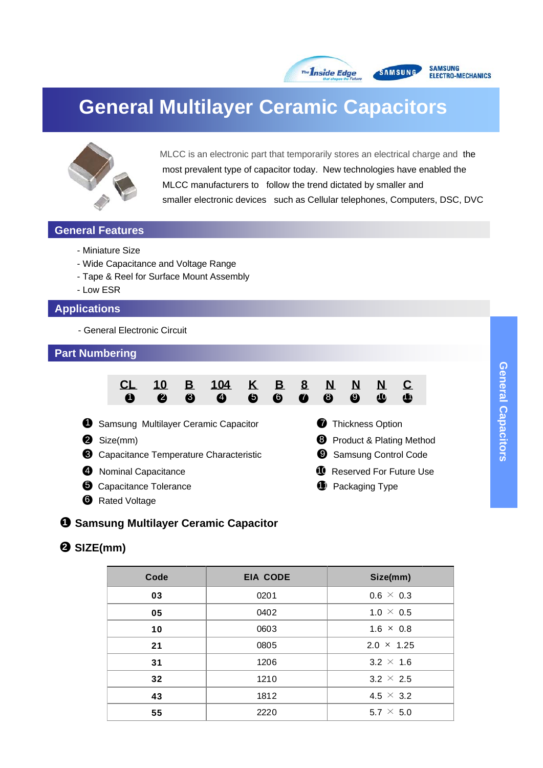# General Multilayer Ceramic Capacitors

MLCC is an electronic part that temporarily stores an electrical charge and the most prevalent type of capacitor today. New technologies have enabled the MLCC manufacturers to follow the trend dictated by smaller and smaller electronic devices such as Cellular telephones, Computers, DSC, DVC

## General Features

- Miniature Size
- Wide Capacitance and Voltage Range
- Tape & Reel for Surface Mount Assembly
- Low ESR

## Applications

- General Electronic Circuit

## Part Numbering

| CL | 10 | B | 104 | K | B | 8 | N | N | N | C |
|---|---|---|---|---|---|---|---|---|---|---|
| ❶ | ❷ | ❸ | ❹ | ❺ | ❻ | ❼ | ❽ | ❾ | ❿ | ⓫ |

❶ Samsung Multilayer Ceramic Capacitor
❷ Size(mm)
❸ Capacitance Temperature Characteristic
❹ Nominal Capacitance
❺ Capacitance Tolerance
❻ Rated Voltage
❼ Thickness Option
❽ Product & Plating Method
❾ Samsung Control Code
❿ Reserved For Future Use
⓫ Packaging Type

### ❶ Samsung Multilayer Ceramic Capacitor

### ❷ SIZE(mm)

| Code | EIA CODE | Size(mm) |
|---|---|---|
| 03 | 0201 | 0.6 × 0.3 |
| 05 | 0402 | 1.0 × 0.5 |
| 10 | 0603 | 1.6 × 0.8 |
| 21 | 0805 | 2.0 × 1.25 |
| 31 | 1206 | 3.2 × 1.6 |
| 32 | 1210 | 3.2 × 2.5 |
| 43 | 1812 | 4.5 × 3.2 |
| 55 | 2220 | 5.7 × 5.0 |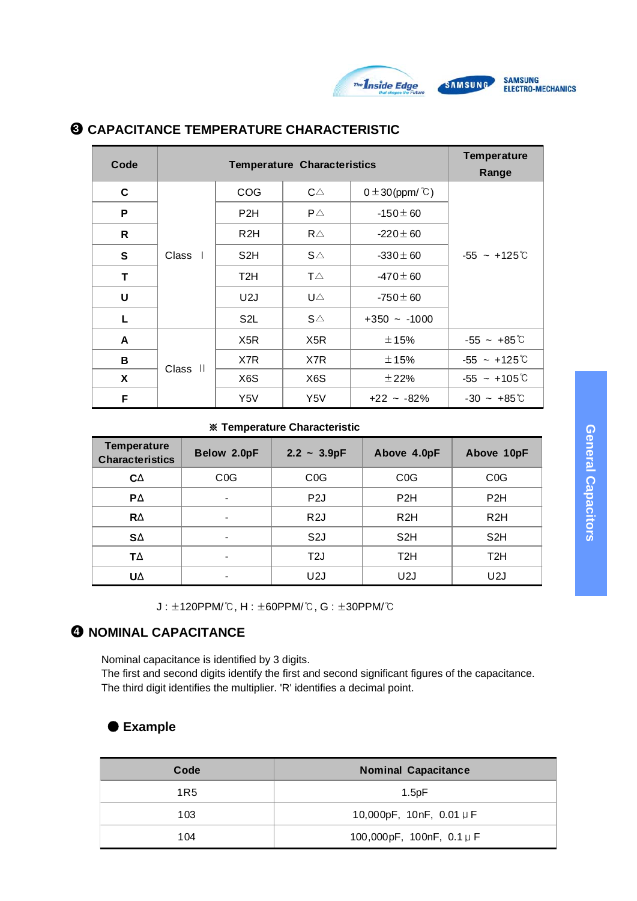## ❸ CAPACITANCE TEMPERATURE CHARACTERISTIC

| Code | Temperature Characteristics | | | | Temperature Range |
|---|---|---|---|---|---|
| **C** | Class Ⅰ | COG | C△ | 0±30(ppm/℃) | -55 ~ +125℃ |
| **P** | | P2H | P△ | -150±60 | |
| **R** | | R2H | R△ | -220±60 | |
| **S** | | S2H | S△ | -330±60 | |
| **T** | | T2H | T△ | -470±60 | |
| **U** | | U2J | U△ | -750±60 | |
| **L** | | S2L | S△ | +350 ~ -1000 | |
| **A** | Class Ⅱ | X5R | X5R | ±15% | -55 ~ +85℃ |
| **B** | | X7R | X7R | ±15% | -55 ~ +125℃ |
| **X** | | X6S | X6S | ±22% | -55 ~ +105℃ |
| **F** | | Y5V | Y5V | +22 ~ -82% | -30 ~ +85℃ |

**※ Temperature Characteristic**

| Temperature Characteristics | Below 2.0pF | 2.2 ~ 3.9pF | Above 4.0pF | Above 10pF |
|---|---|---|---|---|
| **C∆** | C0G | C0G | C0G | C0G |
| **P∆** | - | P2J | P2H | P2H |
| **R∆** | - | R2J | R2H | R2H |
| **S∆** | - | S2J | S2H | S2H |
| **T∆** | - | T2J | T2H | T2H |
| **U∆** | - | U2J | U2J | U2J |

J : ±120PPM/℃, H : ±60PPM/℃, G : ±30PPM/℃

## ❹ NOMINAL CAPACITANCE

Nominal capacitance is identified by 3 digits.
The first and second digits identify the first and second significant figures of the capacitance.
The third digit identifies the multiplier. 'R' identifies a decimal point.

### ● Example

| Code | Nominal Capacitance |
|---|---|
| 1R5 | 1.5pF |
| 103 | 10,000pF, 10nF, 0.01μF |
| 104 | 100,000pF, 100nF, 0.1μF |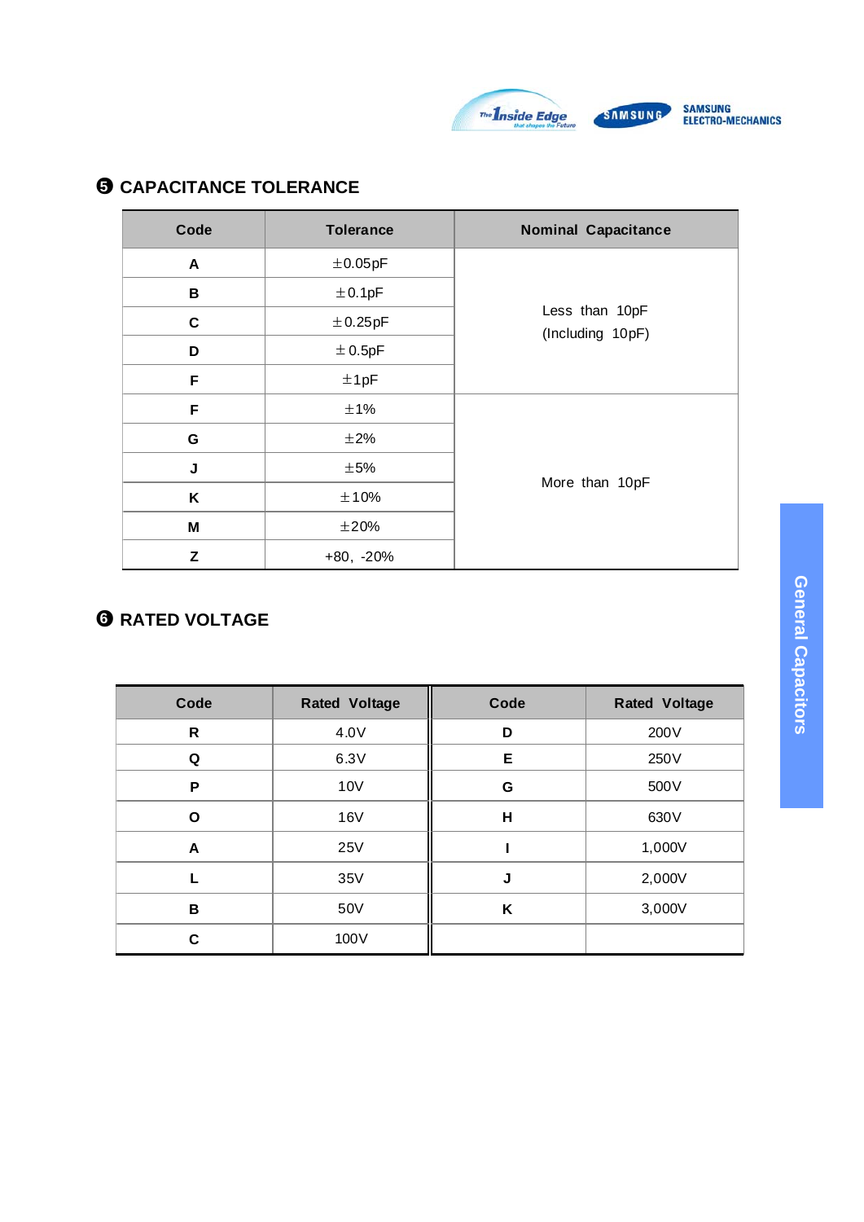## ❺ CAPACITANCE TOLERANCE

| Code | Tolerance | Nominal Capacitance |
|---|---|---|
| A | ±0.05pF | Less than 10pF (Including 10pF) |
| B | ±0.1pF | |
| C | ±0.25pF | |
| D | ±0.5pF | |
| F | ±1pF | |
| F | ±1% | More than 10pF |
| G | ±2% | |
| J | ±5% | |
| K | ±10% | |
| M | ±20% | |
| Z | +80, -20% | |

## ❻ RATED VOLTAGE

| Code | Rated Voltage | Code | Rated Voltage |
|---|---|---|---|
| R | 4.0V | D | 200V |
| Q | 6.3V | E | 250V |
| P | 10V | G | 500V |
| O | 16V | H | 630V |
| A | 25V | I | 1,000V |
| L | 35V | J | 2,000V |
| B | 50V | K | 3,000V |
| C | 100V | | |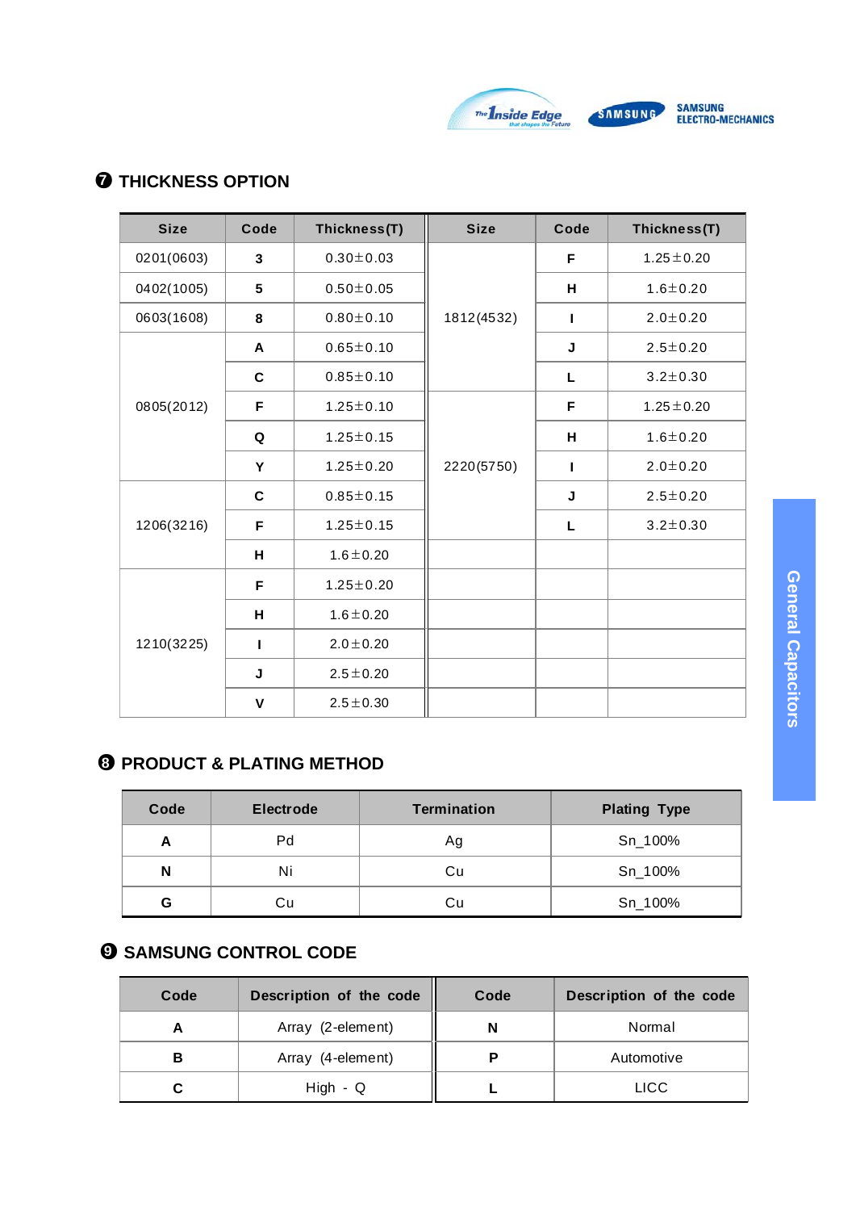## ❼ THICKNESS OPTION

| Size | Code | Thickness(T) | Size | Code | Thickness(T) |
|---|---|---|---|---|---|
| 0201(0603) | 3 | 0.30±0.03 | 1812(4532) | F | 1.25±0.20 |
| 0402(1005) | 5 | 0.50±0.05 | | H | 1.6±0.20 |
| 0603(1608) | 8 | 0.80±0.10 | | I | 2.0±0.20 |
| 0805(2012) | A | 0.65±0.10 | | J | 2.5±0.20 |
| | C | 0.85±0.10 | | L | 3.2±0.30 |
| | F | 1.25±0.10 | 2220(5750) | F | 1.25±0.20 |
| | Q | 1.25±0.15 | | H | 1.6±0.20 |
| | Y | 1.25±0.20 | | I | 2.0±0.20 |
| 1206(3216) | C | 0.85±0.15 | | J | 2.5±0.20 |
| | F | 1.25±0.15 | | L | 3.2±0.30 |
| | H | 1.6±0.20 | | | |
| 1210(3225) | F | 1.25±0.20 | | | |
| | H | 1.6±0.20 | | | |
| | I | 2.0±0.20 | | | |
| | J | 2.5±0.20 | | | |
| | V | 2.5±0.30 | | | |

## ❽ PRODUCT & PLATING METHOD

| Code | Electrode | Termination | Plating Type |
|---|---|---|---|
| A | Pd | Ag | Sn_100% |
| N | Ni | Cu | Sn_100% |
| G | Cu | Cu | Sn_100% |

## ❾ SAMSUNG CONTROL CODE

| Code | Description of the code | Code | Description of the code |
|---|---|---|---|
| A | Array (2-element) | N | Normal |
| B | Array (4-element) | P | Automotive |
| C | High - Q | L | LICC |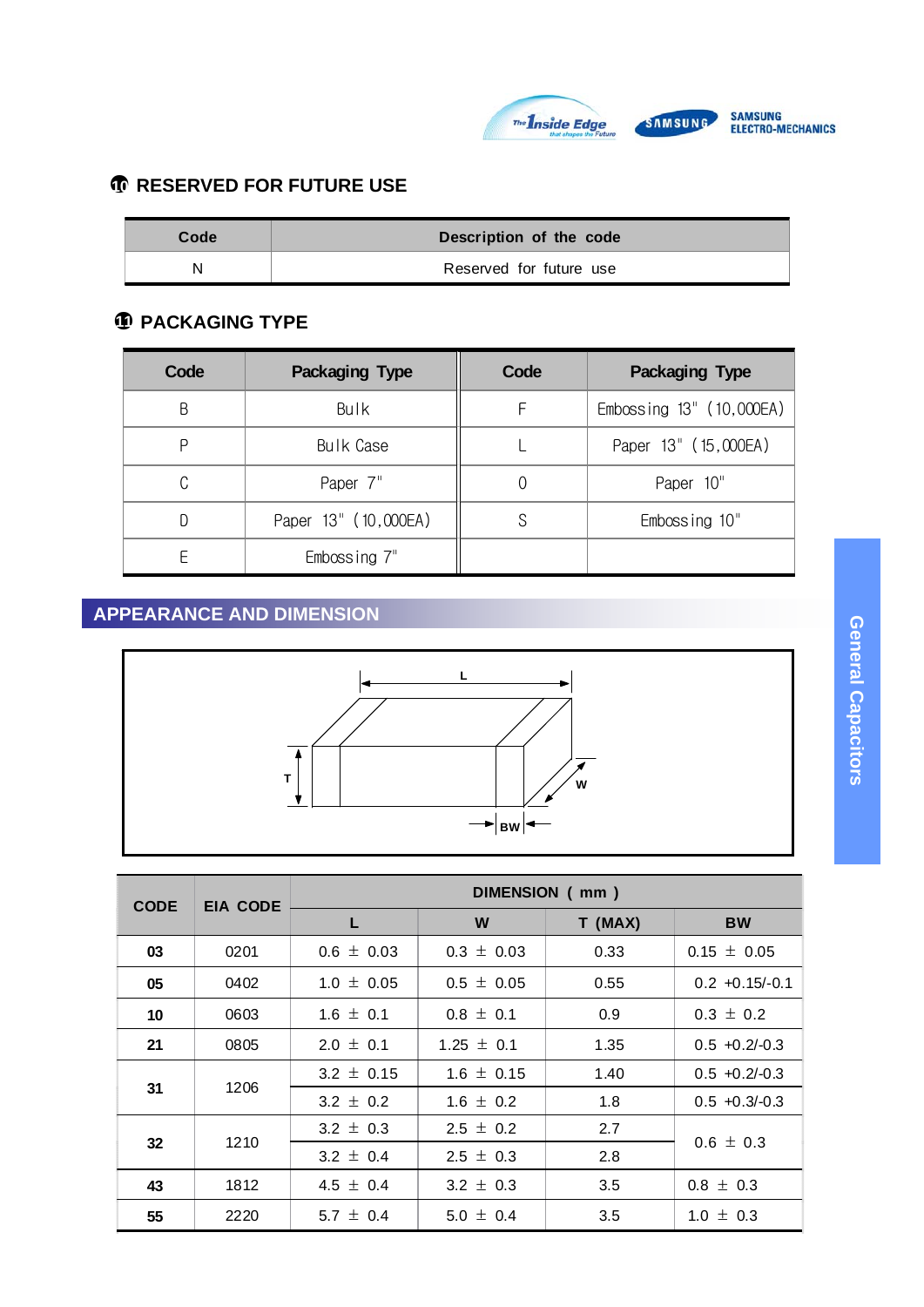## ⑩ RESERVED FOR FUTURE USE

| Code | Description of the code |
|---|---|
| N | Reserved for future use |

## ⑪ PACKAGING TYPE

| Code | Packaging Type | Code | Packaging Type |
|---|---|---|---|
| B | Bulk | F | Embossing 13" (10,000EA) |
| P | Bulk Case | L | Paper 13" (15,000EA) |
| C | Paper 7" | O | Paper 10" |
| D | Paper 13" (10,000EA) | S | Embossing 10" |
| E | Embossing 7" | | |

# APPEARANCE AND DIMENSION

| CODE | EIA CODE | DIMENSION ( mm ) | | | |
|---|---|---|---|---|---|
| | | L | W | T (MAX) | BW |
| 03 | 0201 | 0.6 ± 0.03 | 0.3 ± 0.03 | 0.33 | 0.15 ± 0.05 |
| 05 | 0402 | 1.0 ± 0.05 | 0.5 ± 0.05 | 0.55 | 0.2 +0.15/-0.1 |
| 10 | 0603 | 1.6 ± 0.1 | 0.8 ± 0.1 | 0.9 | 0.3 ± 0.2 |
| 21 | 0805 | 2.0 ± 0.1 | 1.25 ± 0.1 | 1.35 | 0.5 +0.2/-0.3 |
| 31 | 1206 | 3.2 ± 0.15 | 1.6 ± 0.15 | 1.40 | 0.5 +0.2/-0.3 |
| | | 3.2 ± 0.2 | 1.6 ± 0.2 | 1.8 | 0.5 +0.3/-0.3 |
| 32 | 1210 | 3.2 ± 0.3 | 2.5 ± 0.2 | 2.7 | 0.6 ± 0.3 |
| | | 3.2 ± 0.4 | 2.5 ± 0.3 | 2.8 | |
| 43 | 1812 | 4.5 ± 0.4 | 3.2 ± 0.3 | 3.5 | 0.8 ± 0.3 |
| 55 | 2220 | 5.7 ± 0.4 | 5.0 ± 0.4 | 3.5 | 1.0 ± 0.3 |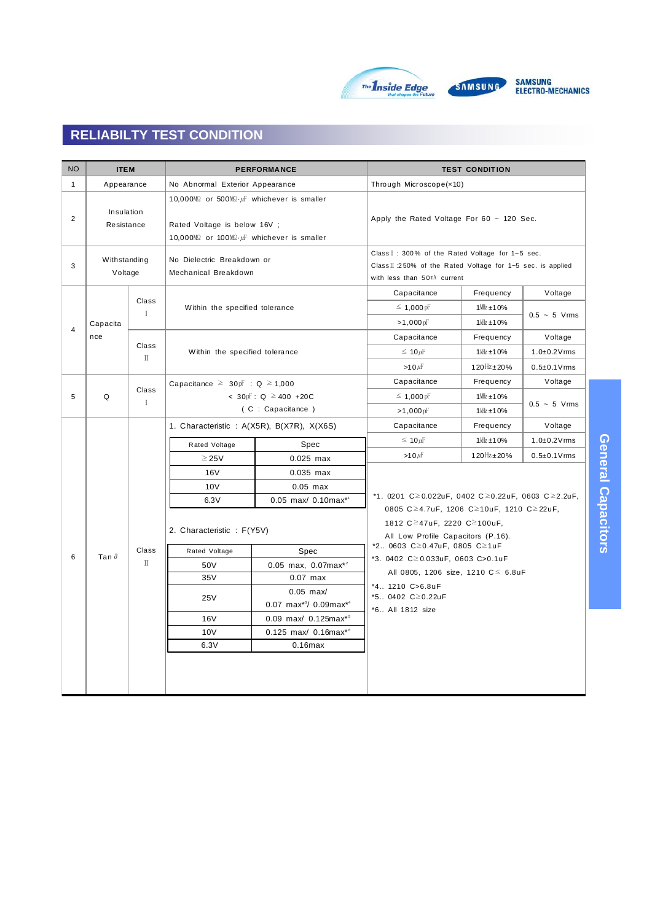## RELIABILTY TEST CONDITION

| NO | ITEM | | PERFORMANCE | TEST CONDITION | | |
|---|---|---|---|---|---|---|
| 1 | Appearance | | No Abnormal Exterior Appearance | Through Microscope(×10) | | |
| 2 | Insulation Resistance | | 10,000MΩ or 500MΩ·μF whichever is smaller<br><br>Rated Voltage is below 16V ;<br>10,000MΩ or 100MΩ·μF whichever is smaller | Apply the Rated Voltage For 60 ~ 120 Sec. | | |
| 3 | Withstanding Voltage | | No Dielectric Breakdown or Mechanical Breakdown | Class Ⅰ : 300% of the Rated Voltage for 1~5 sec.<br>Class Ⅱ :250% of the Rated Voltage for 1~5 sec. is applied with less than 50mA current | | |
| 4 | Capacitance | Class Ⅰ | Within the specified tolerance | Capacitance | Frequency | Voltage |
| | | | | ≤ 1,000pF | 1MHz±10% | 0.5 ~ 5 Vrms |
| | | | | >1,000pF | 1kHz±10% | |
| | | Class Ⅱ | Within the specified tolerance | Capacitance | Frequency | Voltage |
| | | | | ≤ 10μF | 1kHz±10% | 1.0±0.2Vrms |
| | | | | >10μF | 120Hz±20% | 0.5±0.1Vrms |
| 5 | Q | Class Ⅰ | Capacitance ≥ 30pF : Q ≥ 1,000<br>< 30pF : Q ≥ 400 +20C<br>( C : Capacitance ) | Capacitance | Frequency | Voltage |
| | | | | ≤ 1,000pF | 1MHz±10% | 0.5 ~ 5 Vrms |
| | | | | >1,000pF | 1kHz±10% | |
| 6 | Tan δ | Class Ⅱ | 1. Characteristic : A(X5R), B(X7R), X(X6S) | Capacitance | Frequency | Voltage |
| | | | | ≤ 10μF | 1kHz±10% | 1.0±0.2Vrms |
| | | | | >10μF | 120Hz±20% | 0.5±0.1Vrms |

Tan δ, Class Ⅱ — 1. Characteristic : A(X5R), B(X7R), X(X6S)

| Rated Voltage | Spec |
|---|---|
| ≥25V | 0.025 max |
| 16V | 0.035 max |
| 10V | 0.05 max |
| 6.3V | 0.05 max/ 0.10max*1 |

2. Characteristic : F(Y5V)

| Rated Voltage | Spec |
|---|---|
| 50V | 0.05 max, 0.07max*2 |
| 35V | 0.07 max |
| 25V | 0.05 max/<br>0.07 max*3/ 0.09max*4 |
| 16V | 0.09 max/ 0.125max*5 |
| 10V | 0.125 max/ 0.16max*6 |
| 6.3V | 0.16max |

*1. 0201 C≥0.022uF, 0402 C≥0.22uF, 0603 C≥2.2uF, 0805 C≥4.7uF, 1206 C≥10uF, 1210 C≥22uF, 1812 C≥47uF, 2220 C≥100uF, All Low Profile Capacitors (P.16).

*2.. 0603 C≥0.47uF, 0805 C≥1uF

*3. 0402 C≥0.033uF, 0603 C>0.1uF
All 0805, 1206 size, 1210 C≤ 6.8uF

*4.. 1210 C>6.8uF

*5.. 0402 C≥0.22uF

*6.. All 1812 size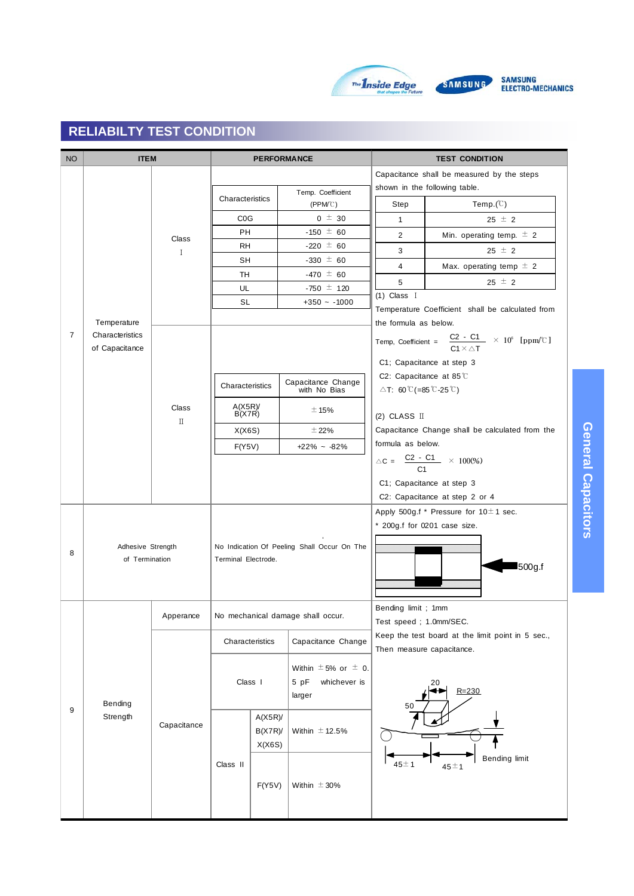## RELIABILTY TEST CONDITION

| NO | ITEM | | PERFORMANCE | TEST CONDITION |
|---|---|---|---|---|
| 7 | Temperature Characteristics of Capacitance | Class I | Characteristics / Temp. Coefficient (PPM/℃): C0G: 0 ± 30; PH: -150 ± 60; RH: -220 ± 60; SH: -330 ± 60; TH: -470 ± 60; UL: -750 ± 120; SL: +350 ~ -1000 | Capacitance shall be measured by the steps shown in the following table. Step / Temp.(℃): 1: 25 ± 2; 2: Min. operating temp. ± 2; 3: 25 ± 2; 4: Max. operating temp ± 2; 5: 25 ± 2. (1) Class Ⅰ Temperature Coefficient shall be calculated from the formula as below. Temp, Coefficient = $\frac{C2 - C1}{C1 \times \triangle T} \times 10^6$ [ppm/℃] C1; Capacitance at step 3 C2: Capacitance at 85℃ △T: 60℃(=85℃-25℃) |
| | | Class II | Characteristics / Capacitance Change with No Bias: A(X5R)/B(X7R): ±15%; X(X6S): ±22%; F(Y5V): +22% ~ -82% | (2) CLASS Ⅱ Capacitance Change shall be calculated from the formula as below. $\triangle C = \frac{C2 - C1}{C1} \times 100(\%)$ C1; Capacitance at step 3 C2: Capacitance at step 2 or 4 |
| 8 | Adhesive Strength of Termination | | No Indication Of Peeling Shall Occur On The Terminal Electrode. | Apply 500g.f * Pressure for 10±1 sec. * 200g.f for 0201 case size. (500g.f) |
| 9 | Bending Strength | Apperance | No mechanical damage shall occur. | Bending limit ; 1mm Test speed ; 1.0mm/SEC. Keep the test board at the limit point in 5 sec., Then measure capacitance. (20, R=230, 50, 45±1, 45±1, Bending limit) |
| | | Capacitance | Characteristics / Capacitance Change: Class I: Within ±5% or ±0.5 pF whichever is larger; Class II A(X5R)/B(X7R)/X(X6S): Within ±12.5%; Class II F(Y5V): Within ±30% | |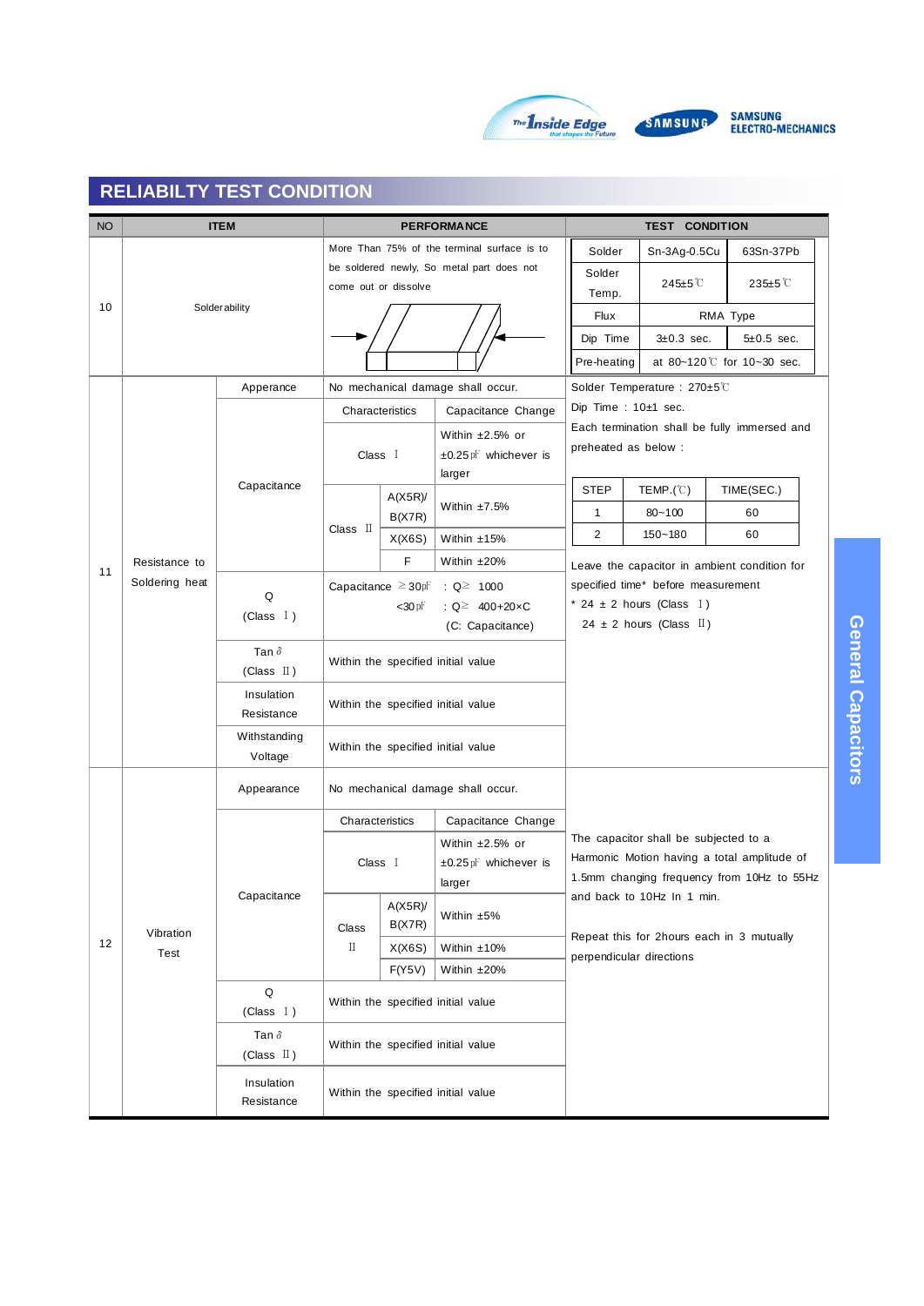## RELIABILTY TEST CONDITION

| NO | ITEM | | PERFORMANCE | | | TEST CONDITION |
|---|---|---|---|---|---|---|
| 10 | Solderability | | More Than 75% of the terminal surface is to be soldered newly, So metal part does not come out or dissolve | | | Solder: Sn-3Ag-0.5Cu / 63Sn-37Pb<br>Solder Temp.: 245±5℃ / 235±5℃<br>Flux: RMA Type<br>Dip Time: 3±0.3 sec. / 5±0.5 sec.<br>Pre-heating: at 80~120℃ for 10~30 sec. |
| 11 | Resistance to Soldering heat | Apperance | No mechanical damage shall occur. | | | Solder Temperature : 270±5℃<br>Dip Time : 10±1 sec.<br>Each termination shall be fully immersed and preheated as below :<br>STEP 1: TEMP.(℃) 80~100, TIME(SEC.) 60<br>STEP 2: TEMP.(℃) 150~180, TIME(SEC.) 60<br>Leave the capacitor in ambient condition for specified time* before measurement<br>* 24 ± 2 hours (Class Ⅰ)<br>24 ± 2 hours (Class Ⅱ) |
| | | Capacitance | Characteristics | | Capacitance Change | |
| | | | Class Ⅰ | | Within ±2.5% or ±0.25㎊ whichever is larger | |
| | | | Class Ⅱ | A(X5R)/ B(X7R) | Within ±7.5% | |
| | | | | X(X6S) | Within ±15% | |
| | | | | F | Within ±20% | |
| | | Q (Class Ⅰ) | Capacitance ≥30㎊ : Q≥ 1000<br><30㎊ : Q≥ 400+20×C<br>(C: Capacitance) | | | |
| | | Tan δ (Class Ⅱ) | Within the specified initial value | | | |
| | | Insulation Resistance | Within the specified initial value | | | |
| | | Withstanding Voltage | Within the specified initial value | | | |
| 12 | Vibration Test | Appearance | No mechanical damage shall occur. | | | The capacitor shall be subjected to a Harmonic Motion having a total amplitude of 1.5mm changing frequency from 10Hz to 55Hz and back to 10Hz In 1 min.<br><br>Repeat this for 2hours each in 3 mutually perpendicular directions |
| | | Capacitance | Characteristics | | Capacitance Change | |
| | | | Class Ⅰ | | Within ±2.5% or ±0.25㎊ whichever is larger | |
| | | | Class Ⅱ | A(X5R)/ B(X7R) | Within ±5% | |
| | | | | X(X6S) | Within ±10% | |
| | | | | F(Y5V) | Within ±20% | |
| | | Q (Class Ⅰ) | Within the specified initial value | | | |
| | | Tan δ (Class Ⅱ) | Within the specified initial value | | | |
| | | Insulation Resistance | Within the specified initial value | | | |

General Capacitors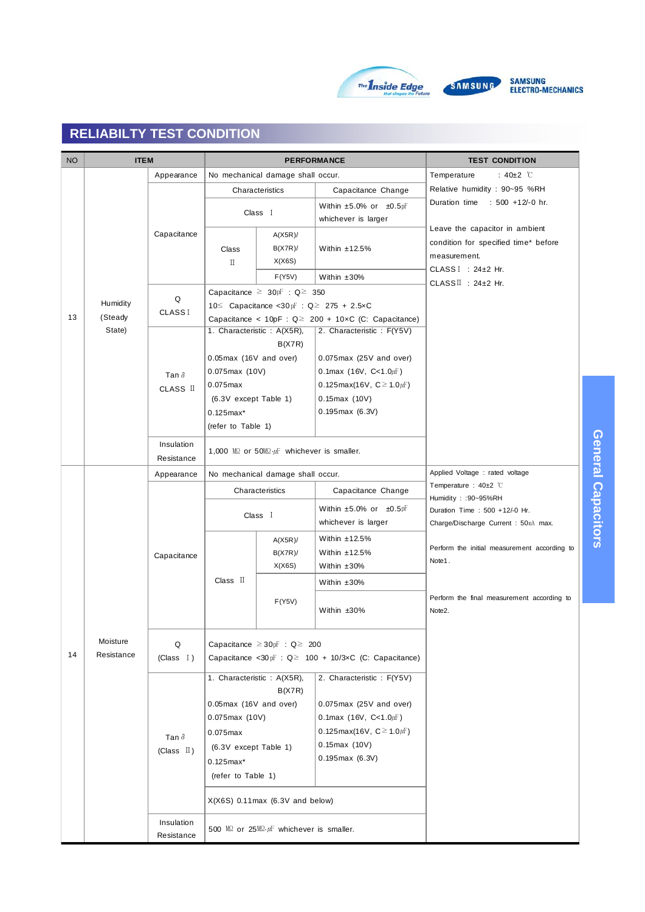## RELIABILTY TEST CONDITION

| NO | ITEM | | PERFORMANCE | | | TEST CONDITION |
|---|---|---|---|---|---|---|
| 13 | Humidity (Steady State) | Appearance | No mechanical damage shall occur. | | | Temperature : 40±2 ℃<br>Relative humidity : 90~95 %RH<br>Duration time : 500 +12/-0 hr.<br><br>Leave the capacitor in ambient condition for specified time* before measurement.<br>CLASS Ⅰ : 24±2 Hr.<br>CLASSⅡ : 24±2 Hr. |
| | | Capacitance | Characteristics | | Capacitance Change | |
| | | | Class Ⅰ | | Within ±5.0% or ±0.5pF whichever is larger | |
| | | | Class Ⅱ | A(X5R)/ B(X7R)/ X(X6S) | Within ±12.5% | |
| | | | | F(Y5V) | Within ±30% | |
| | | Q CLASSⅠ | Capacitance ≥ 30pF : Q≥ 350<br>10≤ Capacitance <30pF : Q≥ 275 + 2.5×C<br>Capacitance < 10pF : Q≥ 200 + 10×C (C: Capacitance) | | | |
| | | Tan δ CLASS Ⅱ | 1. Characteristic : A(X5R), B(X7R)<br>0.05max (16V and over)<br>0.075max (10V)<br>0.075max<br>(6.3V except Table 1)<br>0.125max*<br>(refer to Table 1) | | 2. Characteristic : F(Y5V)<br>0.075max (25V and over)<br>0.1max (16V, C<1.0㎌)<br>0.125max(16V, C≥1.0㎌)<br>0.15max (10V)<br>0.195max (6.3V) | |
| | | Insulation Resistance | 1,000 ㏁ or 50㏁·㎌ whichever is smaller. | | | |
| 14 | Moisture Resistance | Appearance | No mechanical damage shall occur. | | | Applied Voltage : rated voltage<br>Temperature : 40±2 ℃<br>Humidity : :90~95%RH<br>Duration Time : 500 +12/-0 Hr.<br>Charge/Discharge Current : 50㎃ max.<br><br>Perform the initial measurement according to Note1.<br><br>Perform the final measurement according to Note2. |
| | | Capacitance | Characteristics | | Capacitance Change | |
| | | | Class Ⅰ | | Within ±5.0% or ±0.5pF whichever is larger | |
| | | | Class Ⅱ | A(X5R)/ B(X7R)/ X(X6S) | Within ±12.5%<br>Within ±12.5%<br>Within ±30% | |
| | | | | F(Y5V) | Within ±30%<br>Within ±30% | |
| | | Q (Class Ⅰ) | Capacitance ≥30pF : Q≥ 200<br>Capacitance <30pF : Q≥ 100 + 10/3×C (C: Capacitance) | | | |
| | | Tan δ (Class Ⅱ) | 1. Characteristic : A(X5R), B(X7R)<br>0.05max (16V and over)<br>0.075max (10V)<br>0.075max<br>(6.3V except Table 1)<br>0.125max*<br>(refer to Table 1) | | 2. Characteristic : F(Y5V)<br>0.075max (25V and over)<br>0.1max (16V, C<1.0㎌)<br>0.125max(16V, C≥1.0㎌)<br>0.15max (10V)<br>0.195max (6.3V) | |
| | | | X(X6S) 0.11max (6.3V and below) | | | |
| | | Insulation Resistance | 500 ㏁ or 25㏁·㎌ whichever is smaller. | | | |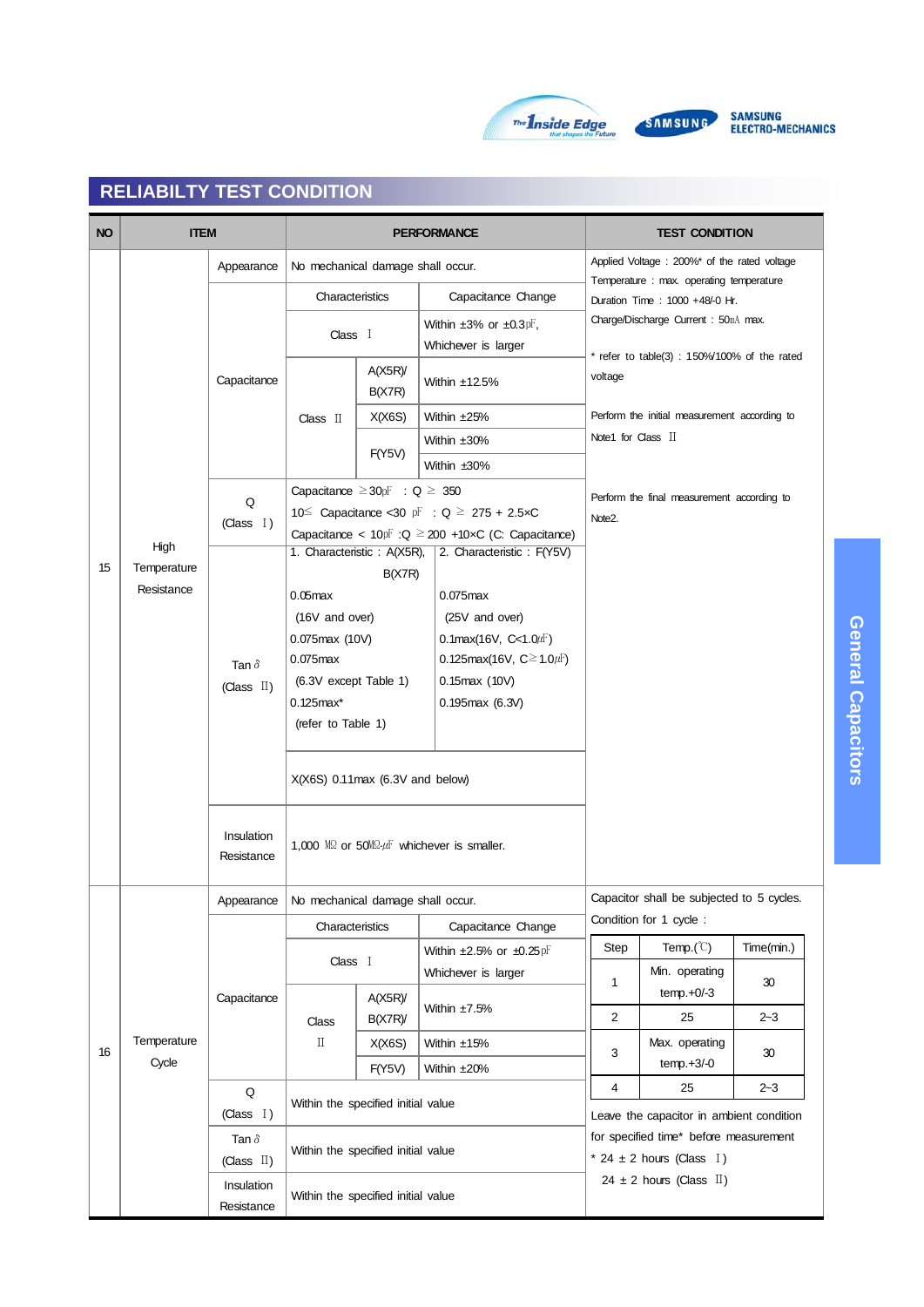## RELIABILTY TEST CONDITION

| NO | ITEM | | PERFORMANCE | | | TEST CONDITION |
|---|---|---|---|---|---|---|
| 15 | High Temperature Resistance | Appearance | No mechanical damage shall occur. | | | Applied Voltage : 200%* of the rated voltage<br>Temperature : max. operating temperature<br>Duration Time : 1000 +48/-0 Hr.<br>Charge/Discharge Current : 50㎃ max.<br><br>* refer to table(3) : 150%/100% of the rated voltage<br><br>Perform the initial measurement according to Note1 for Class Ⅱ<br><br>Perform the final measurement according to Note2. |
| | | Capacitance | Characteristics | | Capacitance Change | |
| | | | Class Ⅰ | | Within ±3% or ±0.3㎊, Whichever is larger | |
| | | | Class Ⅱ | A(X5R)/ B(X7R) | Within ±12.5% | |
| | | | | X(X6S) | Within ±25% | |
| | | | | F(Y5V) | Within ±30% | |
| | | | | | Within ±30% | |
| | | Q (Class Ⅰ) | Capacitance ≥30㎊ : Q ≥ 350<br>10≤ Capacitance <30 ㎊ : Q ≥ 275 + 2.5×C<br>Capacitance < 10㎊ :Q ≥200 +10×C (C: Capacitance) | | | |
| | | Tan δ (Class Ⅱ) | 1. Characteristic : A(X5R), B(X7R)<br>0.05max (16V and over)<br>0.075max (10V)<br>0.075max (6.3V except Table 1)<br>0.125max* (refer to Table 1) | | 2. Characteristic : F(Y5V)<br>0.075max (25V and over)<br>0.1max(16V, C<1.0㎌)<br>0.125max(16V, C≥1.0㎌)<br>0.15max (10V)<br>0.195max (6.3V) | |
| | | | X(X6S) 0.11max (6.3V and below) | | | |
| | | Insulation Resistance | 1,000 ㏁ or 50㏁·㎌ whichever is smaller. | | | |
| 16 | Temperature Cycle | Appearance | No mechanical damage shall occur. | | | Capacitor shall be subjected to 5 cycles.<br>Condition for 1 cycle : (see cycle table below)<br><br>Leave the capacitor in ambient condition for specified time* before measurement<br>* 24 ± 2 hours (Class Ⅰ)<br>24 ± 2 hours (Class Ⅱ) |
| | | Capacitance | Characteristics | | Capacitance Change | |
| | | | Class Ⅰ | | Within ±2.5% or ±0.25㎊ Whichever is larger | |
| | | | Class Ⅱ | A(X5R)/ B(X7R)/ | Within ±7.5% | |
| | | | | X(X6S) | Within ±15% | |
| | | | | F(Y5V) | Within ±20% | |
| | | Q (Class Ⅰ) | Within the specified initial value | | | |
| | | Tan δ (Class Ⅱ) | Within the specified initial value | | | |
| | | Insulation Resistance | Within the specified initial value | | | |

Condition for 1 cycle (No. 16):

| Step | Temp.(℃) | Time(min.) |
|---|---|---|
| 1 | Min. operating temp.+0/-3 | 30 |
| 2 | 25 | 2~3 |
| 3 | Max. operating temp.+3/-0 | 30 |
| 4 | 25 | 2~3 |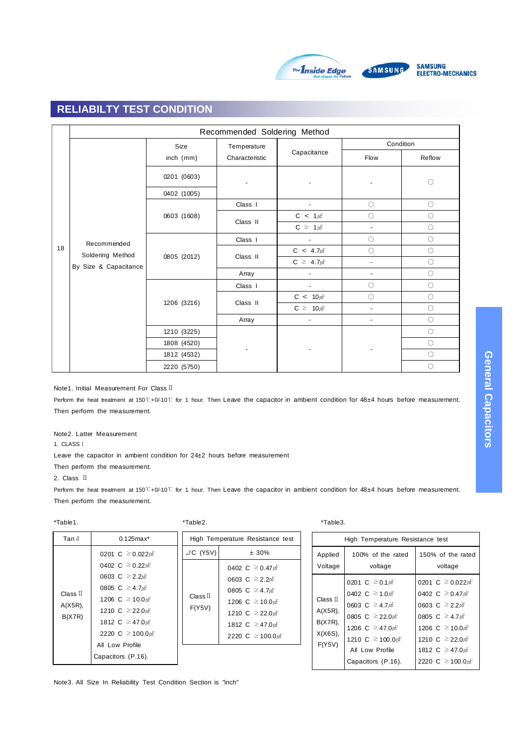## RELIABILTY TEST CONDITION

| | | Recommended Soldering Method | | | | |
|---|---|---|---|---|---|---|
| | | Size inch (mm) | Temperature Characteristic | Capacitance | Condition | |
| | | | | | Flow | Reflow |
| 18 | Recommended Soldering Method By Size & Capacitance | 0201 (0603) | - | - | - | ○ |
| | | 0402 (1005) | | | | |
| | | 0603 (1608) | Class Ⅰ | - | ○ | ○ |
| | | | Class Ⅱ | C < 1㎌ | ○ | ○ |
| | | | | C ≥ 1㎌ | - | ○ |
| | | 0805 (2012) | Class Ⅰ | - | ○ | ○ |
| | | | Class Ⅱ | C < 4.7㎌ | ○ | ○ |
| | | | | C ≥ 4.7㎌ | - | ○ |
| | | | Array | - | - | ○ |
| | | 1206 (3216) | Class Ⅰ | - | ○ | ○ |
| | | | Class Ⅱ | C < 10㎌ | ○ | ○ |
| | | | | C ≥ 10㎌ | - | ○ |
| | | | Array | - | - | ○ |
| | | 1210 (3225) | - | - | - | ○ |
| | | 1808 (4520) | | | | ○ |
| | | 1812 (4532) | | | | ○ |
| | | 2220 (5750) | | | | ○ |

Note1. Initial Measurement For Class Ⅱ

Perform the heat treatment at 150℃+0/-10℃ for 1 hour. Then Leave the capacitor in ambient condition for 48±4 hours before measurement. Then perform the measurement.

Note2. Latter Measurement

1. CLASS Ⅰ

Leave the capacitor in ambient condition for 24±2 hours before measurement

Then perform the measurement.

2. Class Ⅱ

Perform the heat treatment at 150℃+0/-10℃ for 1 hour. Then Leave the capacitor in ambient condition for 48±4 hours before measurement. Then perform the measurement.

*Table1.

| Tan δ | 0.125max* |
|---|---|
| Class Ⅱ A(X5R), B(X7R) | 0201 C ≥ 0.022㎌<br>0402 C ≥ 0.22㎌<br>0603 C ≥ 2.2㎌<br>0805 C ≥ 4.7㎌<br>1206 C ≥ 10.0㎌<br>1210 C ≥ 22.0㎌<br>1812 C ≥ 47.0㎌<br>2220 C ≥ 100.0㎌<br>All Low Profile Capacitors (P.16). |

*Table2.

| High Temperature Resistance test | |
|---|---|
| ⊿C (Y5V) | ± 30% |
| Class Ⅱ F(Y5V) | 0402 C ≥ 0.47㎌<br>0603 C ≥ 2.2㎌<br>0805 C ≥ 4.7㎌<br>1206 C ≥ 10.0㎌<br>1210 C ≥ 22.0㎌<br>1812 C ≥ 47.0㎌<br>2220 C ≥ 100.0㎌ |

*Table3.

| High Temperature Resistance test | | |
|---|---|---|
| Applied Voltage | 100% of the rated voltage | 150% of the rated voltage |
| Class Ⅱ A(X5R), B(X7R), X(X6S), F(Y5V) | 0201 C ≥ 0.1㎌<br>0402 C ≥ 1.0㎌<br>0603 C ≥ 4.7㎌<br>0805 C ≥ 22.0㎌<br>1206 C ≥ 47.0㎌<br>1210 C ≥ 100.0㎌<br>All Low Profile Capacitors (P.16). | 0201 C ≥ 0.022㎌<br>0402 C ≥ 0.47㎌<br>0603 C ≥ 2.2㎌<br>0805 C ≥ 4.7㎌<br>1206 C ≥ 10.0㎌<br>1210 C ≥ 22.0㎌<br>1812 C ≥ 47.0㎌<br>2220 C ≥ 100.0㎌ |

Note3. All Size In Reliability Test Condition Section is "inch"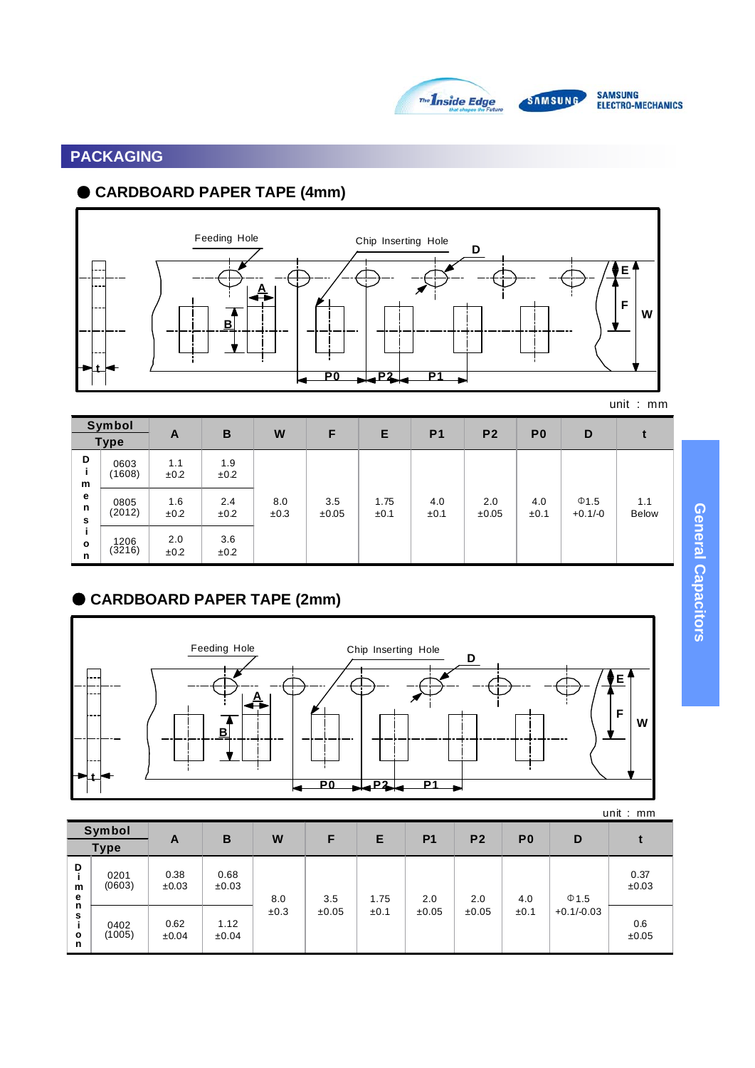## PACKAGING

### ● CARDBOARD PAPER TAPE (4mm)

Feeding Hole  Chip Inserting Hole  D  E  F  W  A  B  t  P0  P2  P1

unit : mm

| Symbol / Type | | A | B | W | F | E | P1 | P2 | P0 | D | t |
|---|---|---|---|---|---|---|---|---|---|---|---|
| Dimension | 0603 (1608) | 1.1 ±0.2 | 1.9 ±0.2 | 8.0 ±0.3 | 3.5 ±0.05 | 1.75 ±0.1 | 4.0 ±0.1 | 2.0 ±0.05 | 4.0 ±0.1 | Φ1.5 +0.1/-0 | 1.1 Below |
| | 0805 (2012) | 1.6 ±0.2 | 2.4 ±0.2 | | | | | | | | |
| | 1206 (3216) | 2.0 ±0.2 | 3.6 ±0.2 | | | | | | | | |

### ● CARDBOARD PAPER TAPE (2mm)

Feeding Hole  Chip Inserting Hole  D  E  F  W  A  B  t  P0  P2  P1

unit : mm

| Symbol / Type | | A | B | W | F | E | P1 | P2 | P0 | D | t |
|---|---|---|---|---|---|---|---|---|---|---|---|
| Dimension | 0201 (0603) | 0.38 ±0.03 | 0.68 ±0.03 | 8.0 ±0.3 | 3.5 ±0.05 | 1.75 ±0.1 | 2.0 ±0.05 | 2.0 ±0.05 | 4.0 ±0.1 | Φ1.5 +0.1/-0.03 | 0.37 ±0.03 |
| | 0402 (1005) | 0.62 ±0.04 | 1.12 ±0.04 | | | | | | | | 0.6 ±0.05 |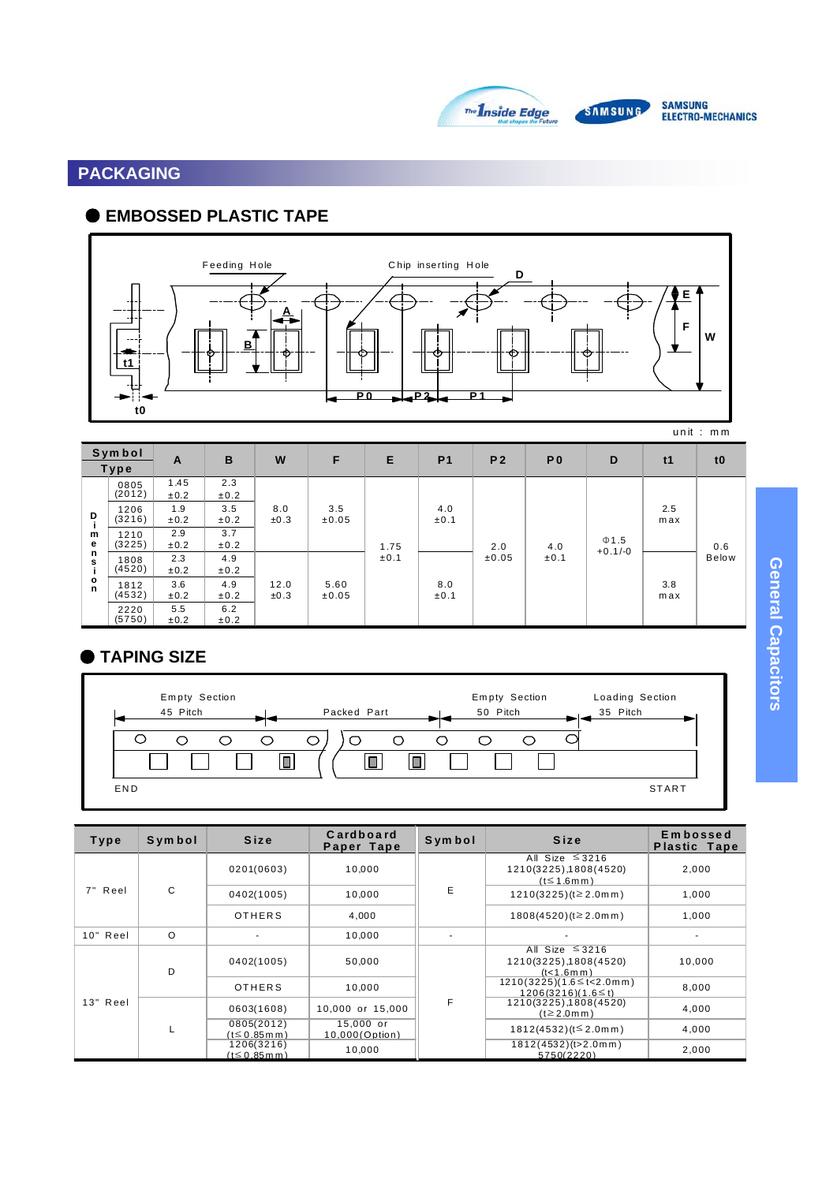## PACKAGING

### ● EMBOSSED PLASTIC TAPE

Feeding Hole    Chip inserting Hole

D, E, F, W, A, B, t1, t0, P0, P2, P1

unit : mm

| Symbol / Type | | A | B | W | F | E | P1 | P2 | P0 | D | t1 | t0 |
|---|---|---|---|---|---|---|---|---|---|---|---|---|
| Dimension | 0805 (2012) | 1.45 ±0.2 | 2.3 ±0.2 | 8.0 ±0.3 | 3.5 ±0.05 | 1.75 ±0.1 | 4.0 ±0.1 | 2.0 ±0.05 | 4.0 ±0.1 | Φ1.5 +0.1/-0 | 2.5 max | 0.6 Below |
| | 1206 (3216) | 1.9 ±0.2 | 3.5 ±0.2 | | | | | | | | | |
| | 1210 (3225) | 2.9 ±0.2 | 3.7 ±0.2 | | | | | | | | | |
| | 1808 (4520) | 2.3 ±0.2 | 4.9 ±0.2 | 12.0 ±0.3 | 5.60 ±0.05 | | 8.0 ±0.1 | | | | 3.8 max | |
| | 1812 (4532) | 3.6 ±0.2 | 4.9 ±0.2 | | | | | | | | | |
| | 2220 (5750) | 5.5 ±0.2 | 6.2 ±0.2 | | | | | | | | | |

### ● TAPING SIZE

Empty Section 45 Pitch | Packed Part | Empty Section 50 Pitch | Loading Section 35 Pitch

END    START

| Type | Symbol | Size | Cardboard Paper Tape | Symbol | Size | Embossed Plastic Tape |
|---|---|---|---|---|---|---|
| 7" Reel | C | 0201(0603) | 10,000 | E | All Size ≤3216 1210(3225),1808(4520) (t≤1.6mm) | 2,000 |
| | | 0402(1005) | 10,000 | | 1210(3225)(t≥2.0mm) | 1,000 |
| | | OTHERS | 4,000 | | 1808(4520)(t≥2.0mm) | 1,000 |
| 10" Reel | O | - | 10,000 | - | - | - |
| 13" Reel | D | 0402(1005) | 50,000 | F | All Size ≤3216 1210(3225),1808(4520) (t<1.6mm) | 10,000 |
| | | OTHERS | 10,000 | | 1210(3225)(1.6≤t<2.0mm) 1206(3216)(1.6≤t) | 8,000 |
| | L | 0603(1608) | 10,000 or 15,000 | | 1210(3225),1808(4520) (t≥2.0mm) | 4,000 |
| | | 0805(2012) (t≤0.85mm) | 15,000 or 10,000(Option) | | 1812(4532)(t≤2.0mm) | 4,000 |
| | | 1206(3216) (t≤0.85mm) | 10,000 | | 1812(4532)(t>2.0mm) 5750(2220) | 2,000 |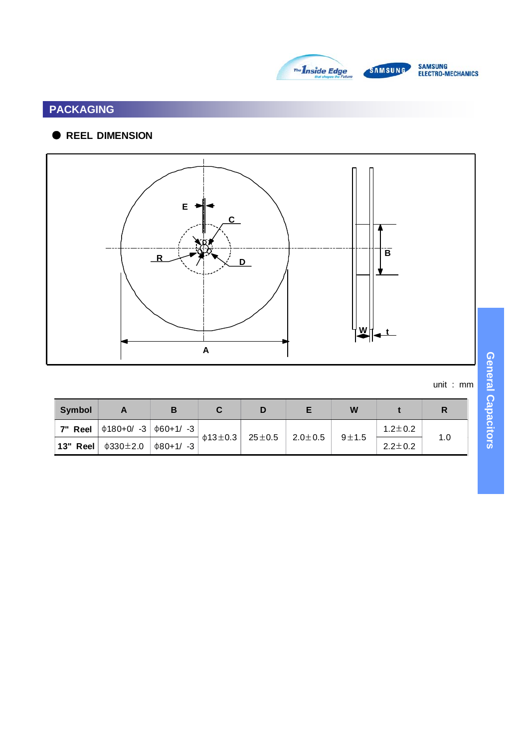## PACKAGING

### ● REEL DIMENSION

unit : mm

| Symbol | A | B | C | D | E | W | t | R |
|---|---|---|---|---|---|---|---|---|
| 7" Reel | ϕ180+0/ -3 | ϕ60+1/ -3 | ϕ13±0.3 | 25±0.5 | 2.0±0.5 | 9±1.5 | 1.2±0.2 | 1.0 |
| 13" Reel | ϕ330±2.0 | ϕ80+1/ -3 | | | | | 2.2±0.2 | |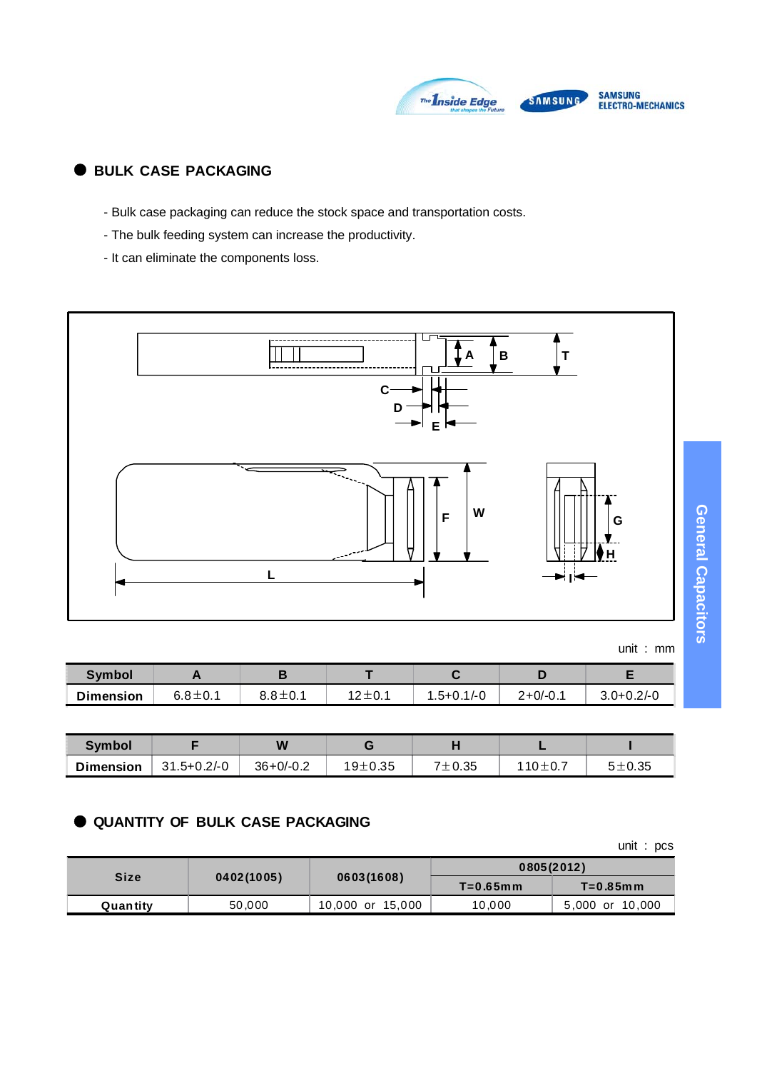## BULK CASE PACKAGING

- Bulk case packaging can reduce the stock space and transportation costs.
- The bulk feeding system can increase the productivity.
- It can eliminate the components loss.

unit : mm

| Symbol | A | B | T | C | D | E |
|---|---|---|---|---|---|---|
| Dimension | 6.8±0.1 | 8.8±0.1 | 12±0.1 | 1.5+0.1/-0 | 2+0/-0.1 | 3.0+0.2/-0 |

| Symbol | F | W | G | H | L | I |
|---|---|---|---|---|---|---|
| Dimension | 31.5+0.2/-0 | 36+0/-0.2 | 19±0.35 | 7±0.35 | 110±0.7 | 5±0.35 |

## QUANTITY OF BULK CASE PACKAGING

unit : pcs

| Size | 0402(1005) | 0603(1608) | 0805(2012) | |
|---|---|---|---|---|
| | | | T=0.65mm | T=0.85mm |
| Quantity | 50,000 | 10,000 or 15,000 | 10,000 | 5,000 or 10,000 |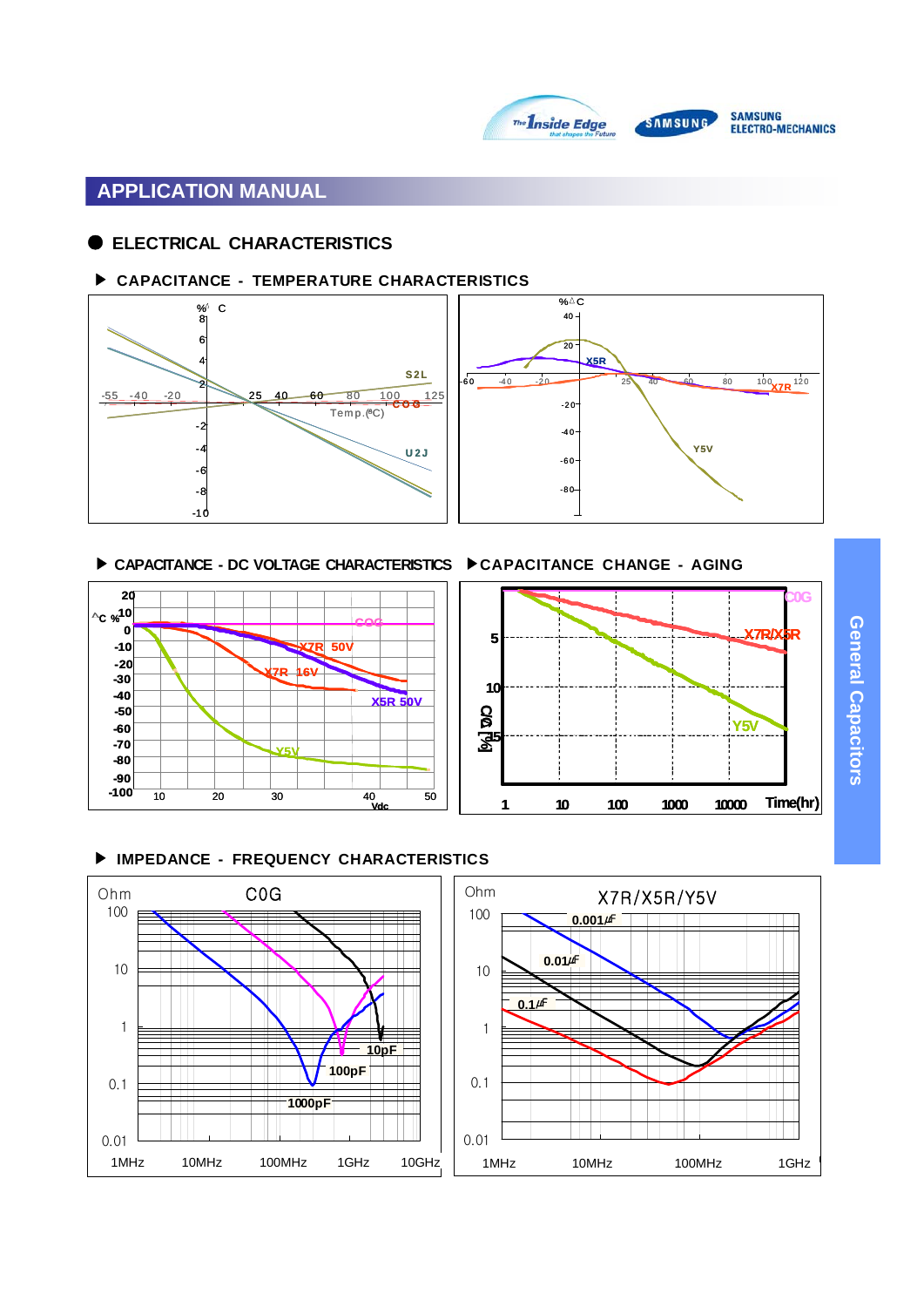## APPLICATION MANUAL

### ● ELECTRICAL CHARACTERISTICS

#### ▶ CAPACITANCE - TEMPERATURE CHARACTERISTICS

#### ▶ CAPACITANCE - DC VOLTAGE CHARACTERISTICS

#### ▶ CAPACITANCE CHANGE - AGING

#### ▶ IMPEDANCE - FREQUENCY CHARACTERISTICS

General Capacitors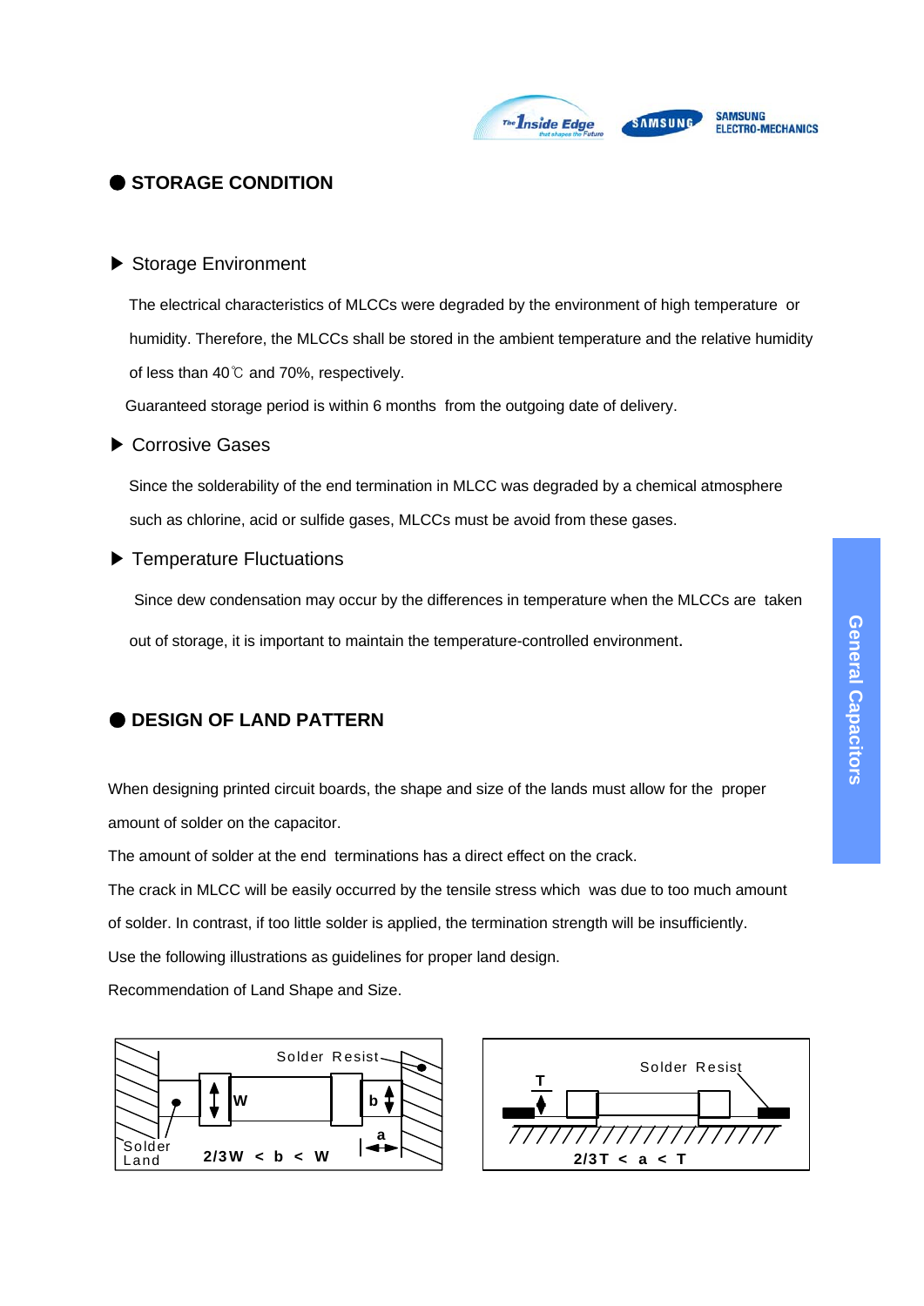## STORAGE CONDITION

### ▶ Storage Environment

The electrical characteristics of MLCCs were degraded by the environment of high temperature or humidity. Therefore, the MLCCs shall be stored in the ambient temperature and the relative humidity of less than 40℃ and 70%, respectively.

Guaranteed storage period is within 6 months from the outgoing date of delivery.

### ▶ Corrosive Gases

Since the solderability of the end termination in MLCC was degraded by a chemical atmosphere such as chlorine, acid or sulfide gases, MLCCs must be avoid from these gases.

### ▶ Temperature Fluctuations

Since dew condensation may occur by the differences in temperature when the MLCCs are taken out of storage, it is important to maintain the temperature-controlled environment.

## DESIGN OF LAND PATTERN

When designing printed circuit boards, the shape and size of the lands must allow for the proper amount of solder on the capacitor.

The amount of solder at the end terminations has a direct effect on the crack.

The crack in MLCC will be easily occurred by the tensile stress which was due to too much amount of solder. In contrast, if too little solder is applied, the termination strength will be insufficiently.

Use the following illustrations as guidelines for proper land design.

Recommendation of Land Shape and Size.

Solder Resist, Solder Land, W, b, a

$2/3W < b < W$

Solder Resist, T, a

$2/3T < a < T$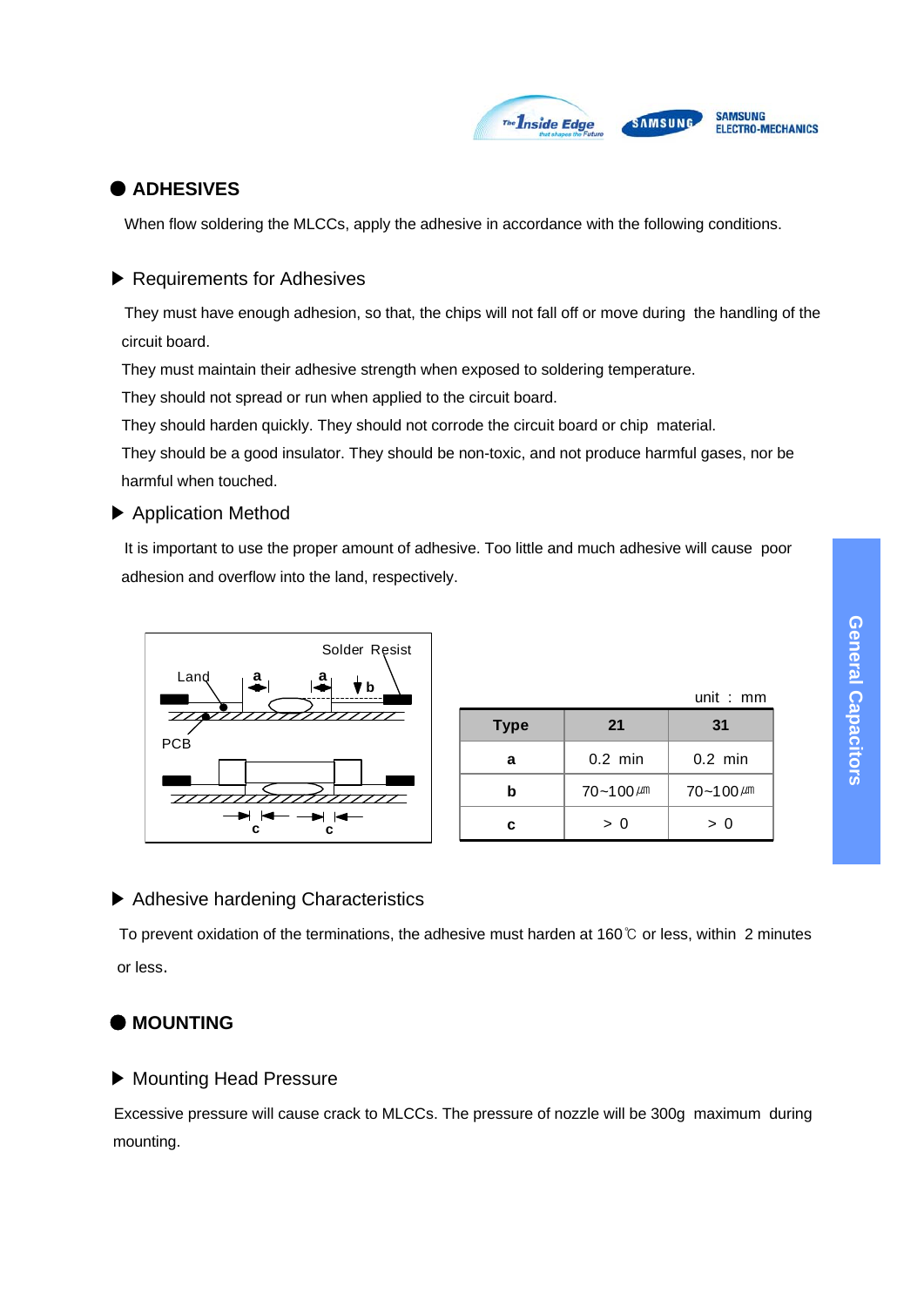## ADHESIVES

When flow soldering the MLCCs, apply the adhesive in accordance with the following conditions.

### Requirements for Adhesives

They must have enough adhesion, so that, the chips will not fall off or move during the handling of the circuit board.

They must maintain their adhesive strength when exposed to soldering temperature.

They should not spread or run when applied to the circuit board.

They should harden quickly. They should not corrode the circuit board or chip material.

They should be a good insulator. They should be non-toxic, and not produce harmful gases, nor be harmful when touched.

### Application Method

It is important to use the proper amount of adhesive. Too little and much adhesive will cause poor adhesion and overflow into the land, respectively.

unit : mm

| Type | 21 | 31 |
|---|---|---|
| a | 0.2 min | 0.2 min |
| b | 70~100㎛ | 70~100㎛ |
| c | > 0 | > 0 |

### Adhesive hardening Characteristics

To prevent oxidation of the terminations, the adhesive must harden at 160℃ or less, within 2 minutes or less.

## MOUNTING

### Mounting Head Pressure

Excessive pressure will cause crack to MLCCs. The pressure of nozzle will be 300g maximum during mounting.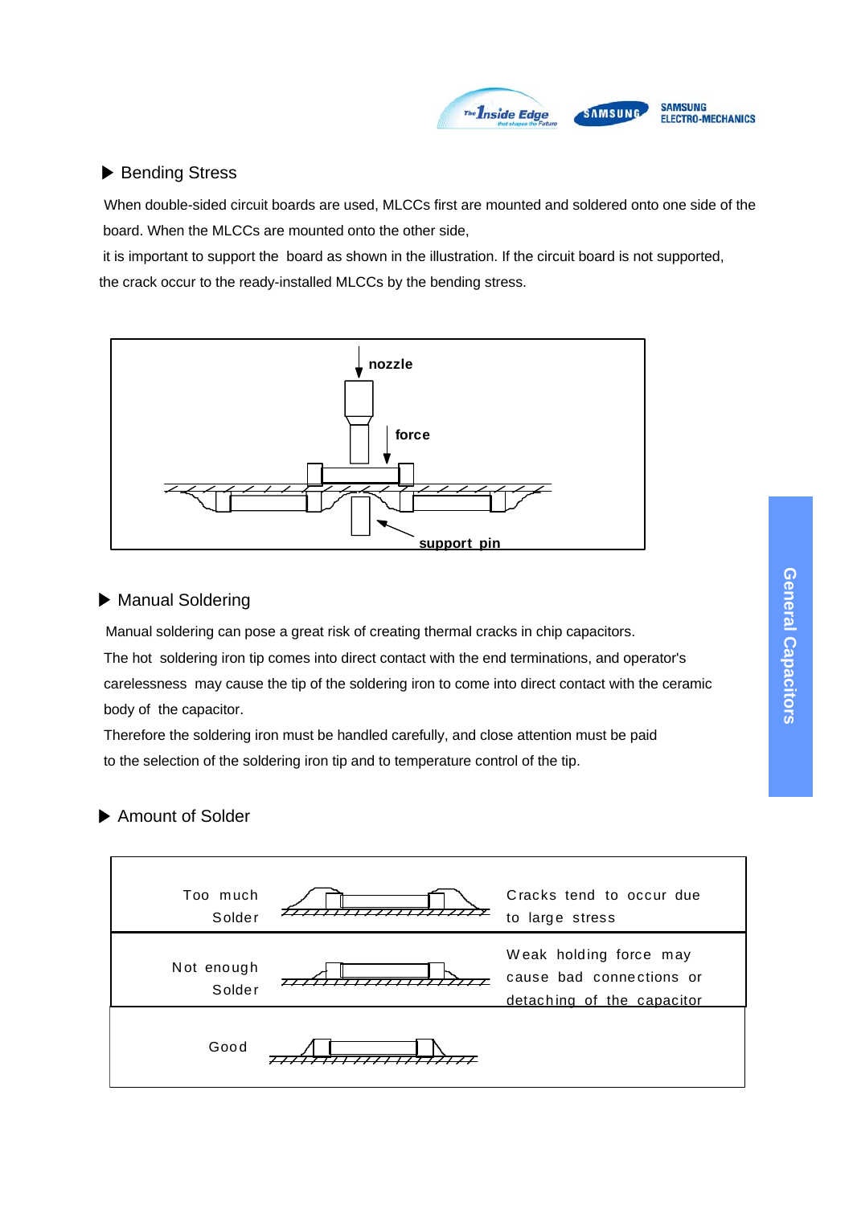## ▶ Bending Stress

When double-sided circuit boards are used, MLCCs first are mounted and soldered onto one side of the board. When the MLCCs are mounted onto the other side,
it is important to support the board as shown in the illustration. If the circuit board is not supported, the crack occur to the ready-installed MLCCs by the bending stress.

nozzle

force

support pin

## ▶ Manual Soldering

Manual soldering can pose a great risk of creating thermal cracks in chip capacitors.
The hot soldering iron tip comes into direct contact with the end terminations, and operator's carelessness may cause the tip of the soldering iron to come into direct contact with the ceramic body of the capacitor.
Therefore the soldering iron must be handled carefully, and close attention must be paid to the selection of the soldering iron tip and to temperature control of the tip.

## ▶ Amount of Solder

| | | |
|---|---|---|
| Too much Solder | | Cracks tend to occur due to large stress |
| Not enough Solder | | Weak holding force may cause bad connections or detaching of the capacitor |
| Good | | |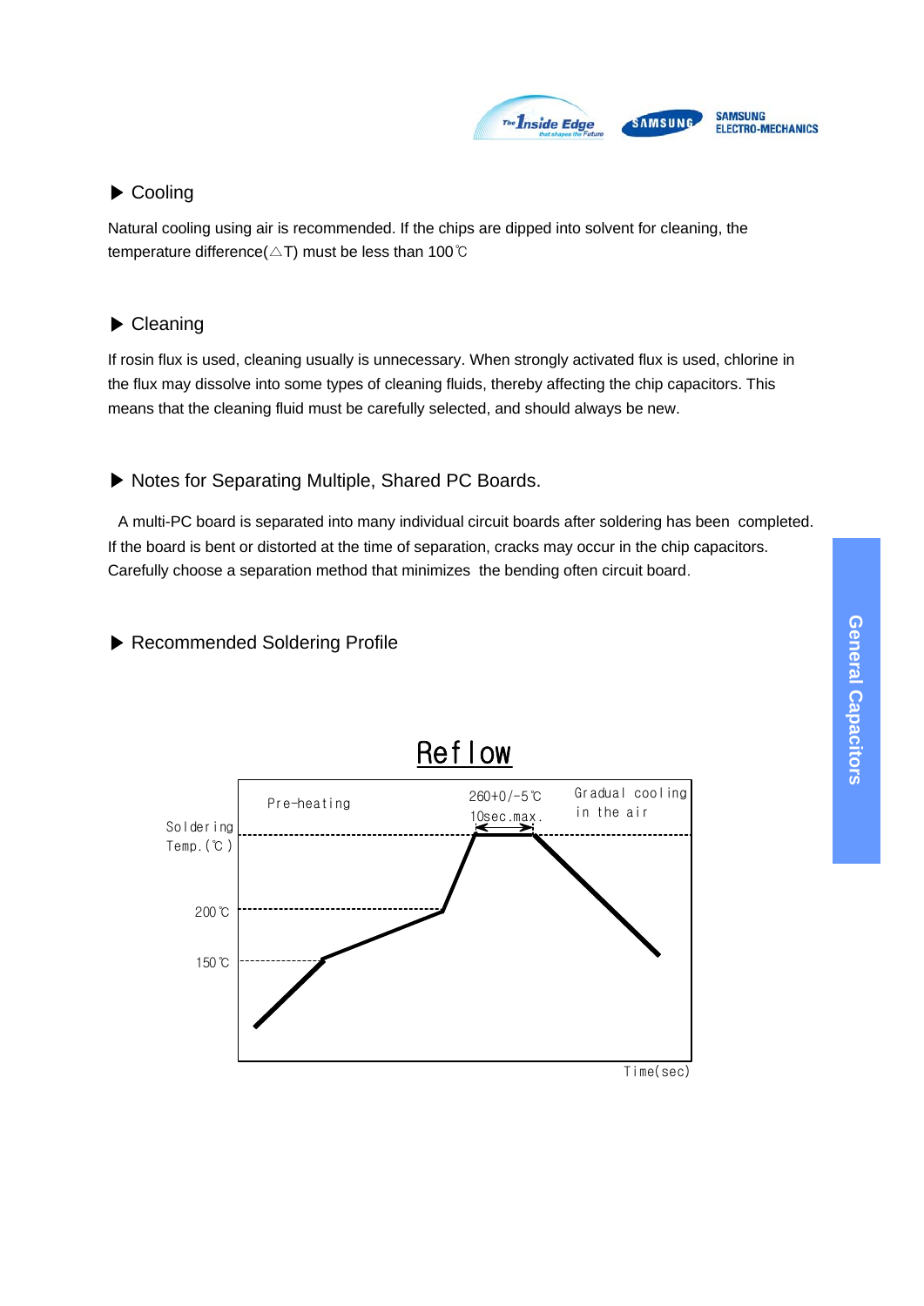### ▶ Cooling

Natural cooling using air is recommended. If the chips are dipped into solvent for cleaning, the temperature difference(△T) must be less than 100℃

### ▶ Cleaning

If rosin flux is used, cleaning usually is unnecessary. When strongly activated flux is used, chlorine in the flux may dissolve into some types of cleaning fluids, thereby affecting the chip capacitors. This means that the cleaning fluid must be carefully selected, and should always be new.

### ▶ Notes for Separating Multiple, Shared PC Boards.

A multi-PC board is separated into many individual circuit boards after soldering has been completed. If the board is bent or distorted at the time of separation, cracks may occur in the chip capacitors. Carefully choose a separation method that minimizes the bending often circuit board.

### ▶ Recommended Soldering Profile

**Reflow**

Pre-heating

260+0/-5℃

10sec.max.

Gradual cooling in the air

Soldering Temp.(℃)

200℃

150℃

Time(sec)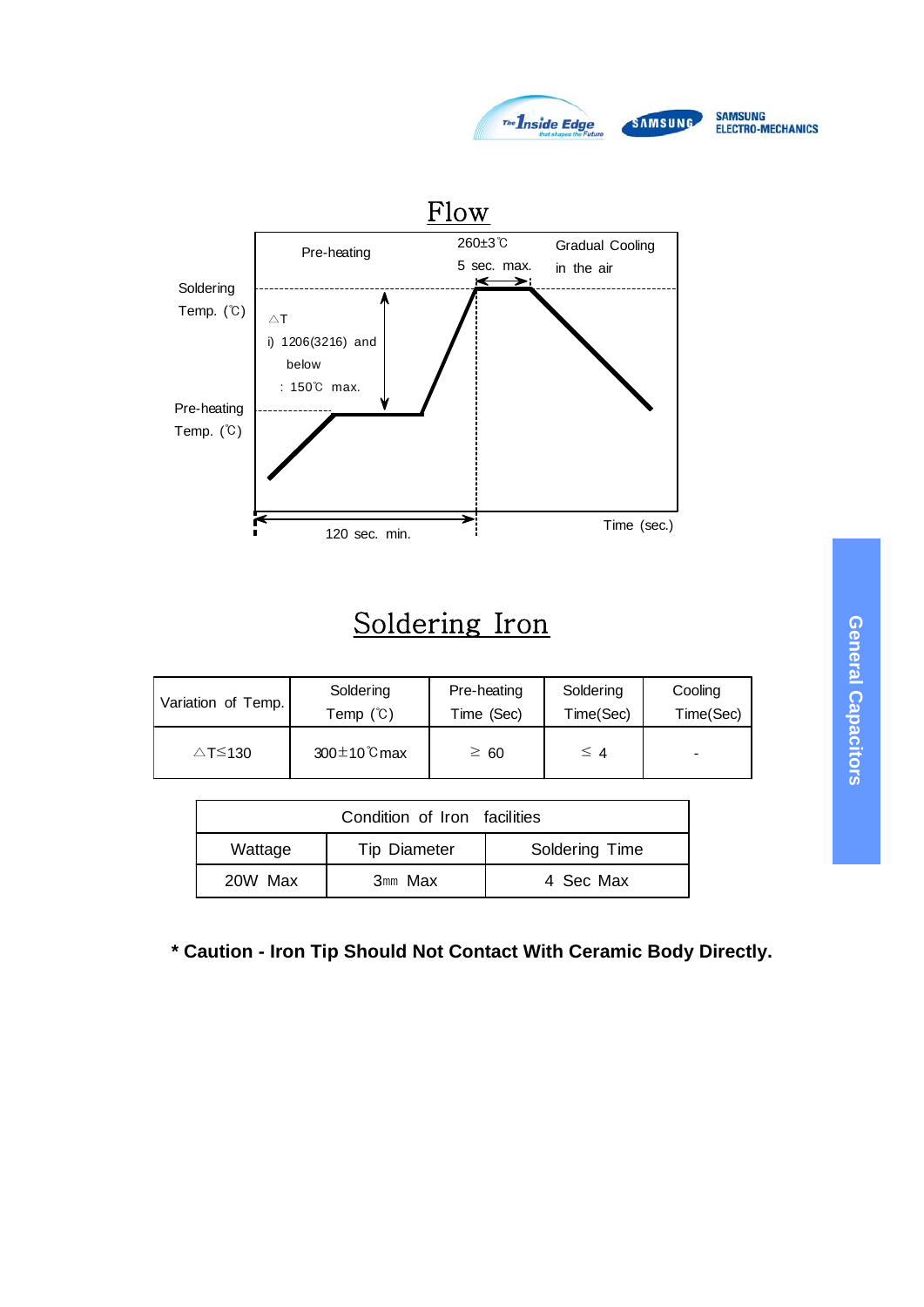## Flow

Pre-heating

260±3℃

5 sec. max.

Gradual Cooling

in the air

Soldering

Temp. (℃)

△T

i) 1206(3216) and

below

: 150℃ max.

Pre-heating

Temp. (℃)

120 sec. min.

Time (sec.)

## Soldering Iron

| Variation of Temp. | Soldering Temp (℃) | Pre-heating Time (Sec) | Soldering Time(Sec) | Cooling Time(Sec) |
|---|---|---|---|---|
| △T≤130 | 300±10℃max | ≥ 60 | ≤ 4 | - |

| Condition of Iron facilities | | |
|---|---|---|
| Wattage | Tip Diameter | Soldering Time |
| 20W Max | 3㎜ Max | 4 Sec Max |

**\* Caution - Iron Tip Should Not Contact With Ceramic Body Directly.**